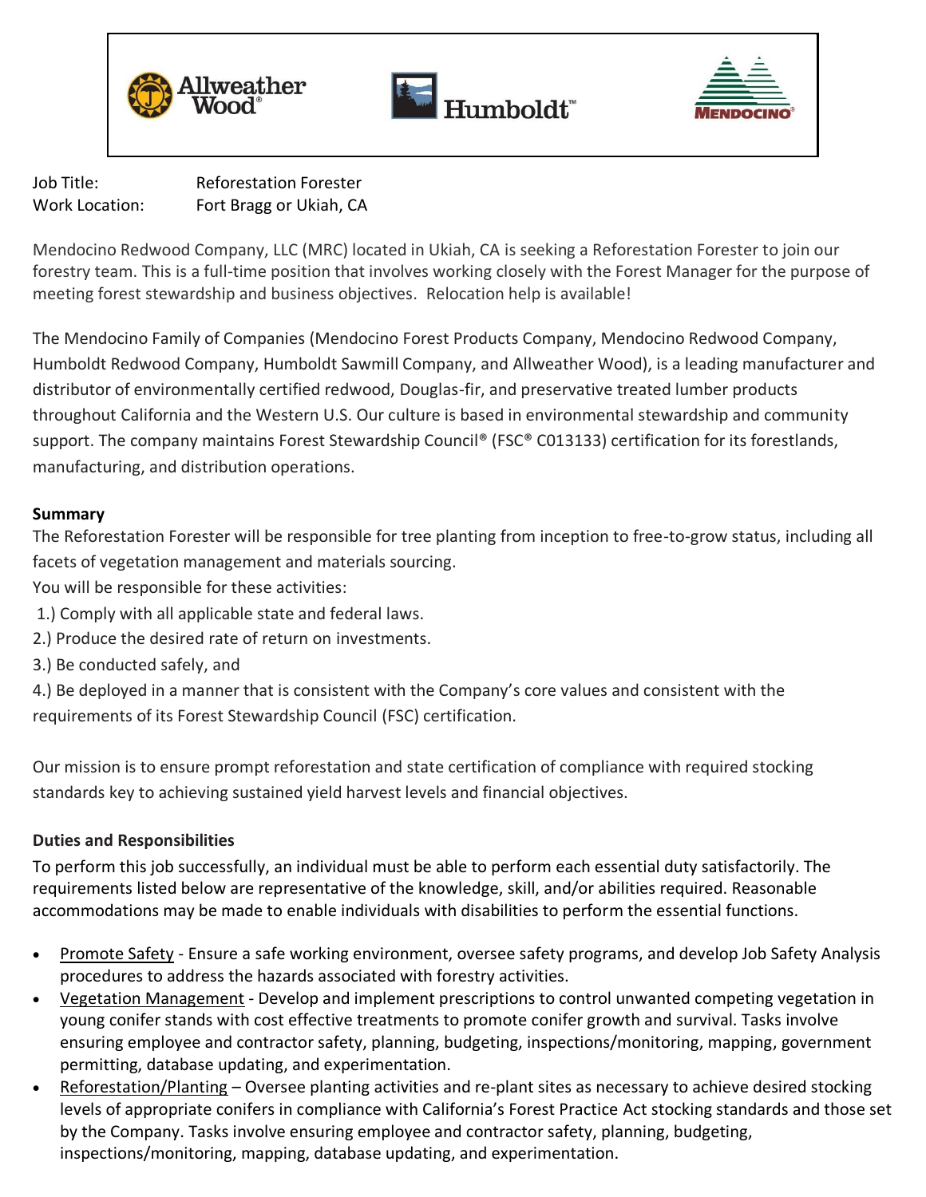Job Title: Reforestation Forester
Work Location: Fort Bragg or Ukiah, CA

Mendocino Redwood Company, LLC (MRC) located in Ukiah, CA is seeking a Reforestation Forester to join our forestry team. This is a full-time position that involves working closely with the Forest Manager for the purpose of meeting forest stewardship and business objectives. Relocation help is available!

The Mendocino Family of Companies (Mendocino Forest Products Company, Mendocino Redwood Company, Humboldt Redwood Company, Humboldt Sawmill Company, and Allweather Wood), is a leading manufacturer and distributor of environmentally certified redwood, Douglas-fir, and preservative treated lumber products throughout California and the Western U.S. Our culture is based in environmental stewardship and community support. The company maintains Forest Stewardship Council® (FSC® C013133) certification for its forestlands, manufacturing, and distribution operations.

**Summary**

The Reforestation Forester will be responsible for tree planting from inception to free-to-grow status, including all facets of vegetation management and materials sourcing.

You will be responsible for these activities:

1.) Comply with all applicable state and federal laws.
2.) Produce the desired rate of return on investments.
3.) Be conducted safely, and
4.) Be deployed in a manner that is consistent with the Company's core values and consistent with the requirements of its Forest Stewardship Council (FSC) certification.

Our mission is to ensure prompt reforestation and state certification of compliance with required stocking standards key to achieving sustained yield harvest levels and financial objectives.

**Duties and Responsibilities**

To perform this job successfully, an individual must be able to perform each essential duty satisfactorily. The requirements listed below are representative of the knowledge, skill, and/or abilities required. Reasonable accommodations may be made to enable individuals with disabilities to perform the essential functions.

- Promote Safety - Ensure a safe working environment, oversee safety programs, and develop Job Safety Analysis procedures to address the hazards associated with forestry activities.
- Vegetation Management - Develop and implement prescriptions to control unwanted competing vegetation in young conifer stands with cost effective treatments to promote conifer growth and survival. Tasks involve ensuring employee and contractor safety, planning, budgeting, inspections/monitoring, mapping, government permitting, database updating, and experimentation.
- Reforestation/Planting – Oversee planting activities and re-plant sites as necessary to achieve desired stocking levels of appropriate conifers in compliance with California's Forest Practice Act stocking standards and those set by the Company. Tasks involve ensuring employee and contractor safety, planning, budgeting, inspections/monitoring, mapping, database updating, and experimentation.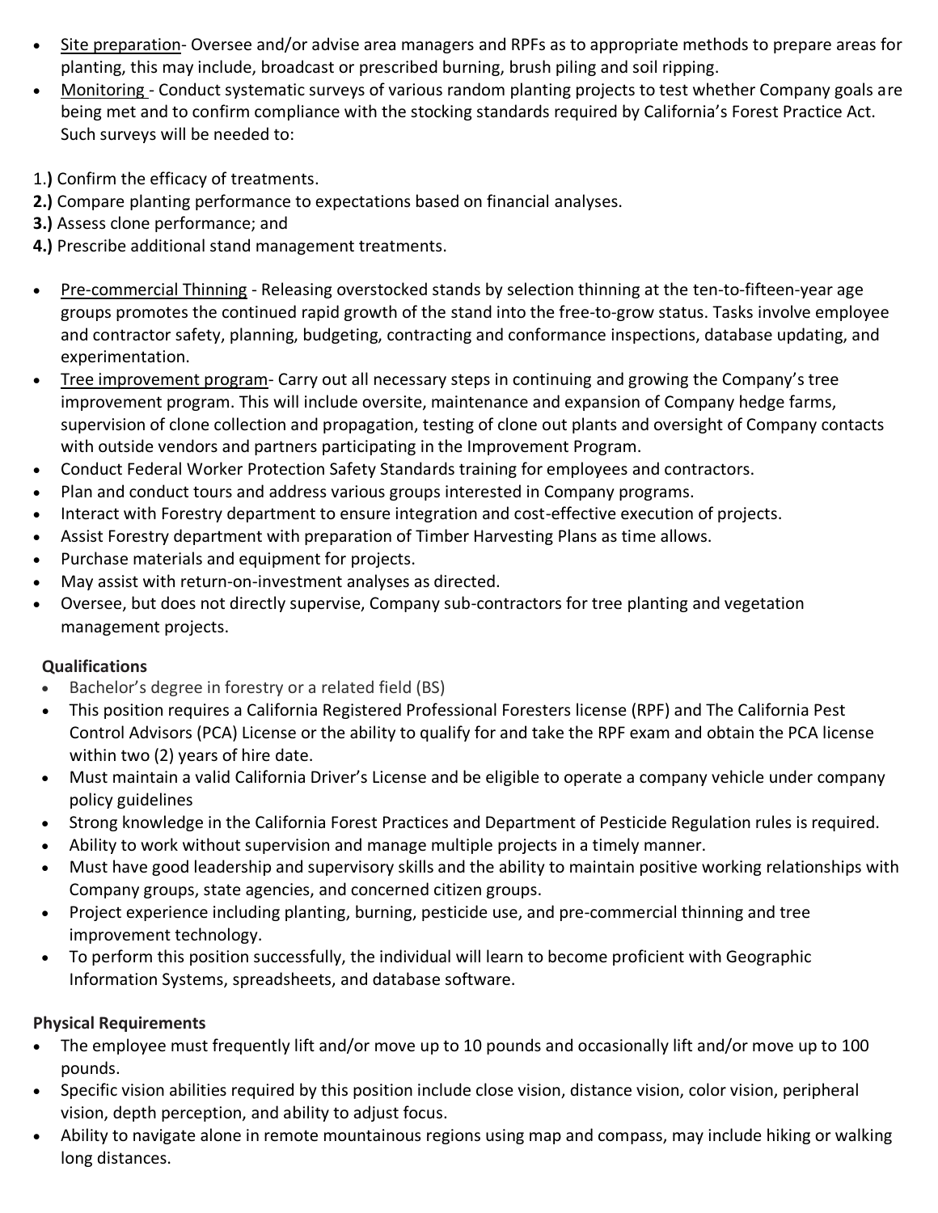- <u>Site preparation</u>- Oversee and/or advise area managers and RPFs as to appropriate methods to prepare areas for planting, this may include, broadcast or prescribed burning, brush piling and soil ripping.
- <u>Monitoring</u> - Conduct systematic surveys of various random planting projects to test whether Company goals are being met and to confirm compliance with the stocking standards required by California's Forest Practice Act. Such surveys will be needed to:

1.**)** Confirm the efficacy of treatments.
**2.)** Compare planting performance to expectations based on financial analyses.
**3.)** Assess clone performance; and
**4.)** Prescribe additional stand management treatments.

- <u>Pre-commercial Thinning</u> - Releasing overstocked stands by selection thinning at the ten-to-fifteen-year age groups promotes the continued rapid growth of the stand into the free-to-grow status. Tasks involve employee and contractor safety, planning, budgeting, contracting and conformance inspections, database updating, and experimentation.
- <u>Tree improvement program</u>- Carry out all necessary steps in continuing and growing the Company's tree improvement program. This will include oversite, maintenance and expansion of Company hedge farms, supervision of clone collection and propagation, testing of clone out plants and oversight of Company contacts with outside vendors and partners participating in the Improvement Program.
- Conduct Federal Worker Protection Safety Standards training for employees and contractors.
- Plan and conduct tours and address various groups interested in Company programs.
- Interact with Forestry department to ensure integration and cost-effective execution of projects.
- Assist Forestry department with preparation of Timber Harvesting Plans as time allows.
- Purchase materials and equipment for projects.
- May assist with return-on-investment analyses as directed.
- Oversee, but does not directly supervise, Company sub-contractors for tree planting and vegetation management projects.

**Qualifications**

- Bachelor's degree in forestry or a related field (BS)
- This position requires a California Registered Professional Foresters license (RPF) and The California Pest Control Advisors (PCA) License or the ability to qualify for and take the RPF exam and obtain the PCA license within two (2) years of hire date.
- Must maintain a valid California Driver's License and be eligible to operate a company vehicle under company policy guidelines
- Strong knowledge in the California Forest Practices and Department of Pesticide Regulation rules is required.
- Ability to work without supervision and manage multiple projects in a timely manner.
- Must have good leadership and supervisory skills and the ability to maintain positive working relationships with Company groups, state agencies, and concerned citizen groups.
- Project experience including planting, burning, pesticide use, and pre-commercial thinning and tree improvement technology.
- To perform this position successfully, the individual will learn to become proficient with Geographic Information Systems, spreadsheets, and database software.

**Physical Requirements**

- The employee must frequently lift and/or move up to 10 pounds and occasionally lift and/or move up to 100 pounds.
- Specific vision abilities required by this position include close vision, distance vision, color vision, peripheral vision, depth perception, and ability to adjust focus.
- Ability to navigate alone in remote mountainous regions using map and compass, may include hiking or walking long distances.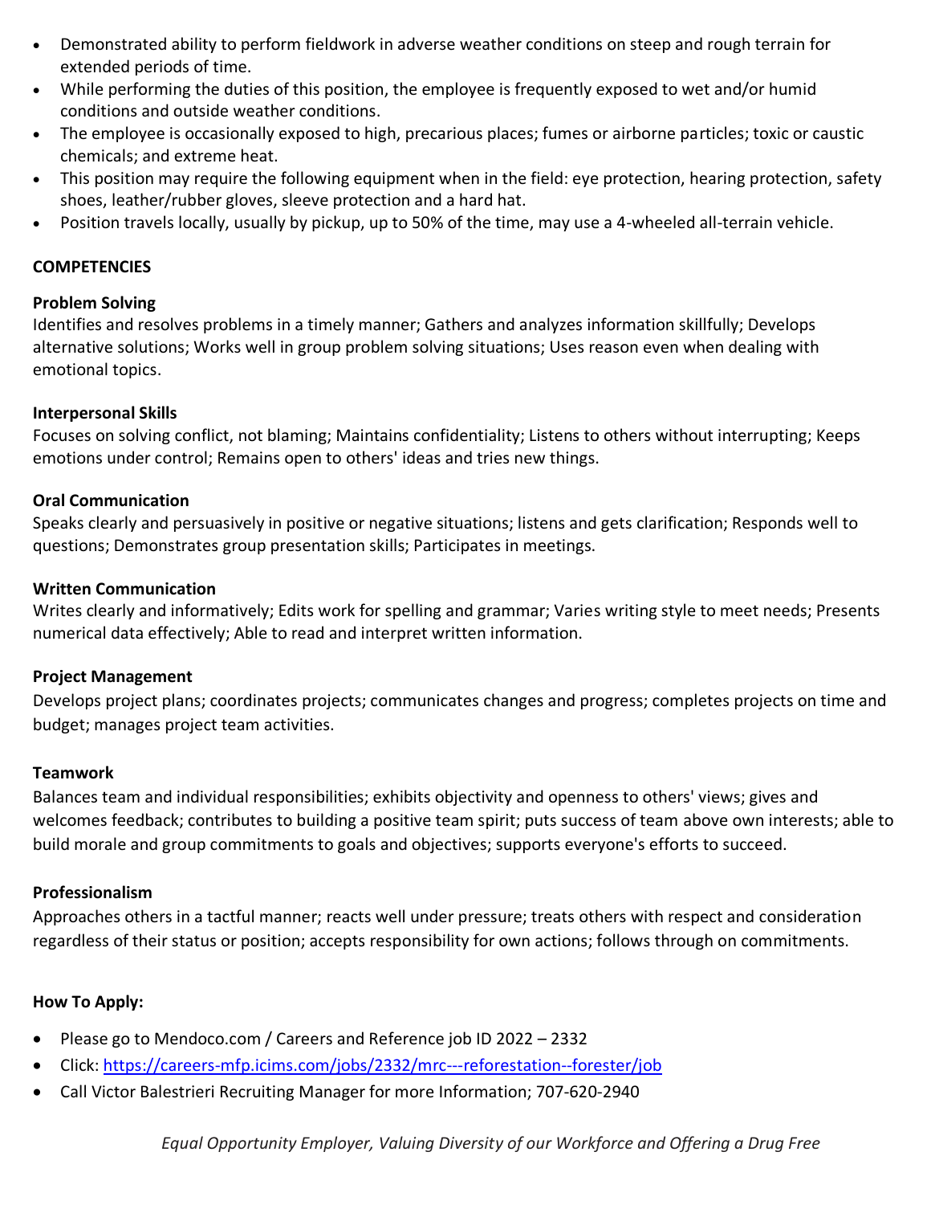- Demonstrated ability to perform fieldwork in adverse weather conditions on steep and rough terrain for extended periods of time.
- While performing the duties of this position, the employee is frequently exposed to wet and/or humid conditions and outside weather conditions.
- The employee is occasionally exposed to high, precarious places; fumes or airborne particles; toxic or caustic chemicals; and extreme heat.
- This position may require the following equipment when in the field: eye protection, hearing protection, safety shoes, leather/rubber gloves, sleeve protection and a hard hat.
- Position travels locally, usually by pickup, up to 50% of the time, may use a 4-wheeled all-terrain vehicle.

**COMPETENCIES**

**Problem Solving**
Identifies and resolves problems in a timely manner; Gathers and analyzes information skillfully; Develops alternative solutions; Works well in group problem solving situations; Uses reason even when dealing with emotional topics.

**Interpersonal Skills**
Focuses on solving conflict, not blaming; Maintains confidentiality; Listens to others without interrupting; Keeps emotions under control; Remains open to others' ideas and tries new things.

**Oral Communication**
Speaks clearly and persuasively in positive or negative situations; listens and gets clarification; Responds well to questions; Demonstrates group presentation skills; Participates in meetings.

**Written Communication**
Writes clearly and informatively; Edits work for spelling and grammar; Varies writing style to meet needs; Presents numerical data effectively; Able to read and interpret written information.

**Project Management**
Develops project plans; coordinates projects; communicates changes and progress; completes projects on time and budget; manages project team activities.

**Teamwork**
Balances team and individual responsibilities; exhibits objectivity and openness to others' views; gives and welcomes feedback; contributes to building a positive team spirit; puts success of team above own interests; able to build morale and group commitments to goals and objectives; supports everyone's efforts to succeed.

**Professionalism**
Approaches others in a tactful manner; reacts well under pressure; treats others with respect and consideration regardless of their status or position; accepts responsibility for own actions; follows through on commitments.

**How To Apply:**

- Please go to Mendoco.com / Careers and Reference job ID 2022 – 2332
- Click: https://careers-mfp.icims.com/jobs/2332/mrc---reforestation--forester/job
- Call Victor Balestrieri Recruiting Manager for more Information; 707-620-2940

*Equal Opportunity Employer, Valuing Diversity of our Workforce and Offering a Drug Free*